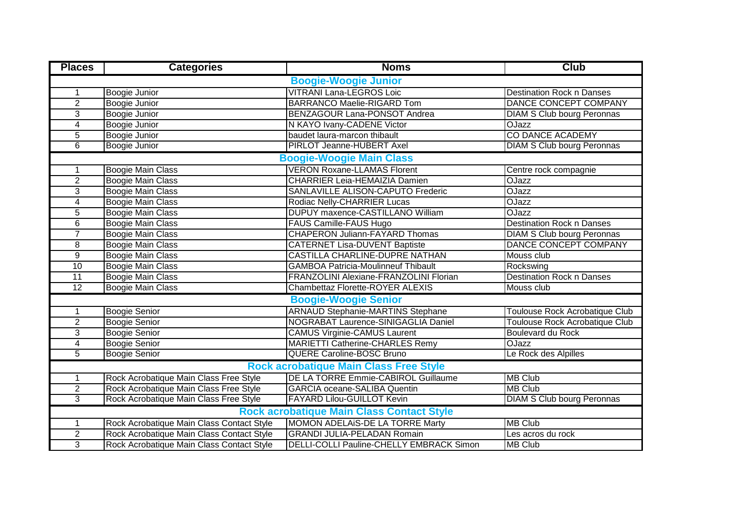| Places | Categories | Noms | Club |
|---|---|---|---|
| **Boogie-Woogie Junior** | | | |
| 1 | Boogie Junior | VITRANI Lana-LEGROS Loic | Destination Rock n Danses |
| 2 | Boogie Junior | BARRANCO Maelie-RIGARD Tom | DANCE CONCEPT COMPANY |
| 3 | Boogie Junior | BENZAGOUR Lana-PONSOT Andrea | DIAM S Club bourg Peronnas |
| 4 | Boogie Junior | N KAYO Ivany-CADENE Victor | OJazz |
| 5 | Boogie Junior | baudet laura-marcon thibault | CO DANCE ACADEMY |
| 6 | Boogie Junior | PIRLOT Jeanne-HUBERT Axel | DIAM S Club bourg Peronnas |
| **Boogie-Woogie Main Class** | | | |
| 1 | Boogie Main Class | VERON Roxane-LLAMAS Florent | Centre rock compagnie |
| 2 | Boogie Main Class | CHARRIER Leia-HEMAIZIA Damien | OJazz |
| 3 | Boogie Main Class | SANLAVILLE ALISON-CAPUTO Frederic | OJazz |
| 4 | Boogie Main Class | Rodiac Nelly-CHARRIER Lucas | OJazz |
| 5 | Boogie Main Class | DUPUY maxence-CASTILLANO William | OJazz |
| 6 | Boogie Main Class | FAUS Camille-FAUS Hugo | Destination Rock n Danses |
| 7 | Boogie Main Class | CHAPERON Juliann-FAYARD Thomas | DIAM S Club bourg Peronnas |
| 8 | Boogie Main Class | CATERNET Lisa-DUVENT Baptiste | DANCE CONCEPT COMPANY |
| 9 | Boogie Main Class | CASTILLA CHARLINE-DUPRE NATHAN | Mouss club |
| 10 | Boogie Main Class | GAMBOA Patricia-Moulinneuf Thibault | Rockswing |
| 11 | Boogie Main Class | FRANZOLINI Alexiane-FRANZOLINI Florian | Destination Rock n Danses |
| 12 | Boogie Main Class | Chambettaz Florette-ROYER ALEXIS | Mouss club |
| **Boogie-Woogie Senior** | | | |
| 1 | Boogie Senior | ARNAUD Stephanie-MARTINS Stephane | Toulouse Rock Acrobatique Club |
| 2 | Boogie Senior | NOGRABAT Laurence-SINIGAGLIA Daniel | Toulouse Rock Acrobatique Club |
| 3 | Boogie Senior | CAMUS Virginie-CAMUS Laurent | Boulevard du Rock |
| 4 | Boogie Senior | MARIETTI Catherine-CHARLES Remy | OJazz |
| 5 | Boogie Senior | QUERE Caroline-BOSC Bruno | Le Rock des Alpilles |
| **Rock acrobatique Main Class Free Style** | | | |
| 1 | Rock Acrobatique Main Class Free Style | DE LA TORRE Emmie-CABIROL Guillaume | MB Club |
| 2 | Rock Acrobatique Main Class Free Style | GARCIA oceane-SALIBA Quentin | MB Club |
| 3 | Rock Acrobatique Main Class Free Style | FAYARD Lilou-GUILLOT Kevin | DIAM S Club bourg Peronnas |
| **Rock acrobatique Main Class Contact Style** | | | |
| 1 | Rock Acrobatique Main Class Contact Style | MOMON ADELAiS-DE LA TORRE Marty | MB Club |
| 2 | Rock Acrobatique Main Class Contact Style | GRANDI JULIA-PELADAN Romain | Les acros du rock |
| 3 | Rock Acrobatique Main Class Contact Style | DELLI-COLLI Pauline-CHELLY EMBRACK Simon | MB Club |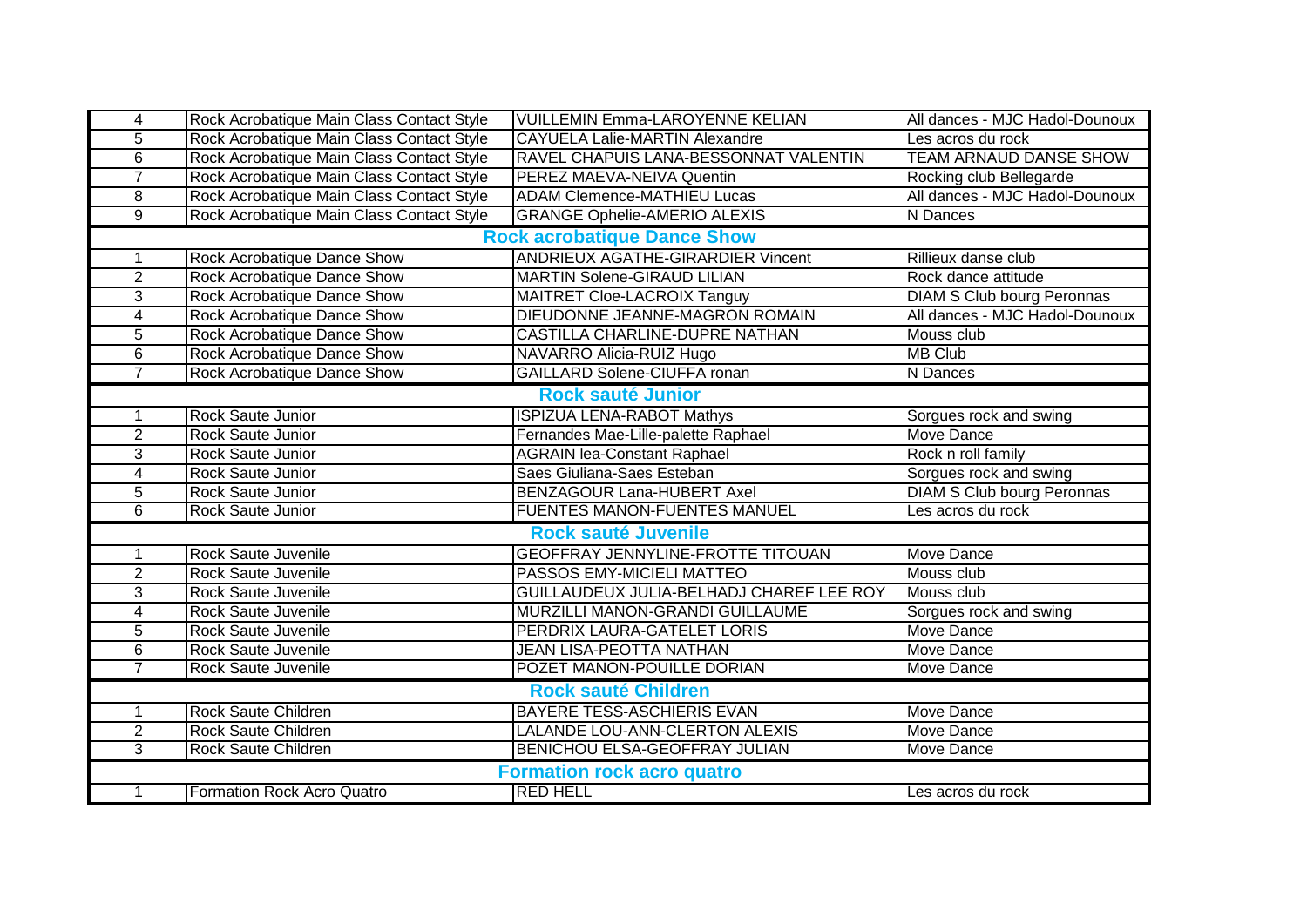| 4 | Rock Acrobatique Main Class Contact Style | VUILLEMIN Emma-LAROYENNE KELIAN | All dances - MJC Hadol-Dounoux |
|---|---|---|---|
| 5 | Rock Acrobatique Main Class Contact Style | CAYUELA Lalie-MARTIN Alexandre | Les acros du rock |
| 6 | Rock Acrobatique Main Class Contact Style | RAVEL CHAPUIS LANA-BESSONNAT VALENTIN | TEAM ARNAUD DANSE SHOW |
| 7 | Rock Acrobatique Main Class Contact Style | PEREZ MAEVA-NEIVA Quentin | Rocking club Bellegarde |
| 8 | Rock Acrobatique Main Class Contact Style | ADAM Clemence-MATHIEU Lucas | All dances - MJC Hadol-Dounoux |
| 9 | Rock Acrobatique Main Class Contact Style | GRANGE Ophelie-AMERIO ALEXIS | N Dances |
| | | **Rock acrobatique Dance Show** | |
| 1 | Rock Acrobatique Dance Show | ANDRIEUX AGATHE-GIRARDIER Vincent | Rillieux danse club |
| 2 | Rock Acrobatique Dance Show | MARTIN Solene-GIRAUD LILIAN | Rock dance attitude |
| 3 | Rock Acrobatique Dance Show | MAITRET Cloe-LACROIX Tanguy | DIAM S Club bourg Peronnas |
| 4 | Rock Acrobatique Dance Show | DIEUDONNE JEANNE-MAGRON ROMAIN | All dances - MJC Hadol-Dounoux |
| 5 | Rock Acrobatique Dance Show | CASTILLA CHARLINE-DUPRE NATHAN | Mouss club |
| 6 | Rock Acrobatique Dance Show | NAVARRO Alicia-RUIZ Hugo | MB Club |
| 7 | Rock Acrobatique Dance Show | GAILLARD Solene-CIUFFA ronan | N Dances |
| | | **Rock sauté Junior** | |
| 1 | Rock Saute Junior | ISPIZUA LENA-RABOT Mathys | Sorgues rock and swing |
| 2 | Rock Saute Junior | Fernandes Mae-Lille-palette Raphael | Move Dance |
| 3 | Rock Saute Junior | AGRAIN lea-Constant Raphael | Rock n roll family |
| 4 | Rock Saute Junior | Saes Giuliana-Saes Esteban | Sorgues rock and swing |
| 5 | Rock Saute Junior | BENZAGOUR Lana-HUBERT Axel | DIAM S Club bourg Peronnas |
| 6 | Rock Saute Junior | FUENTES MANON-FUENTES MANUEL | Les acros du rock |
| | | **Rock sauté Juvenile** | |
| 1 | Rock Saute Juvenile | GEOFFRAY JENNYLINE-FROTTE TITOUAN | Move Dance |
| 2 | Rock Saute Juvenile | PASSOS EMY-MICIELI MATTEO | Mouss club |
| 3 | Rock Saute Juvenile | GUILLAUDEUX JULIA-BELHADJ CHAREF LEE ROY | Mouss club |
| 4 | Rock Saute Juvenile | MURZILLI MANON-GRANDI GUILLAUME | Sorgues rock and swing |
| 5 | Rock Saute Juvenile | PERDRIX LAURA-GATELET LORIS | Move Dance |
| 6 | Rock Saute Juvenile | JEAN LISA-PEOTTA NATHAN | Move Dance |
| 7 | Rock Saute Juvenile | POZET MANON-POUILLE DORIAN | Move Dance |
| | | **Rock sauté Children** | |
| 1 | Rock Saute Children | BAYERE TESS-ASCHIERIS EVAN | Move Dance |
| 2 | Rock Saute Children | LALANDE LOU-ANN-CLERTON ALEXIS | Move Dance |
| 3 | Rock Saute Children | BENICHOU ELSA-GEOFFRAY JULIAN | Move Dance |
| | | **Formation rock acro quatro** | |
| 1 | Formation Rock Acro Quatro | RED HELL | Les acros du rock |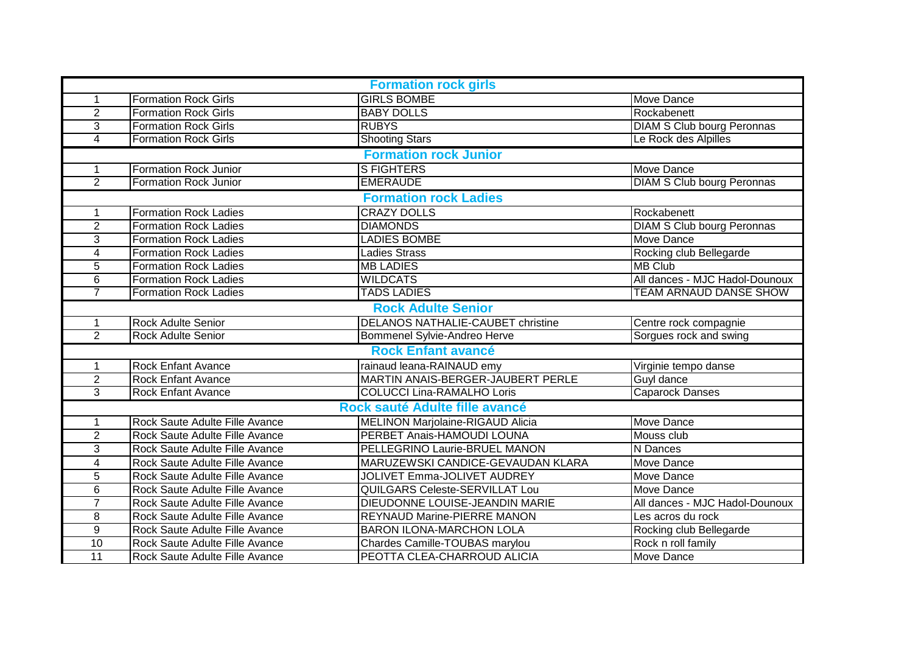| | | | |
|---|---|---|---|
| **Formation rock girls** | | | |
| 1 | Formation Rock Girls | GIRLS BOMBE | Move Dance |
| 2 | Formation Rock Girls | BABY DOLLS | Rockabenett |
| 3 | Formation Rock Girls | RUBYS | DIAM S Club bourg Peronnas |
| 4 | Formation Rock Girls | Shooting Stars | Le Rock des Alpilles |
| **Formation rock Junior** | | | |
| 1 | Formation Rock Junior | S FIGHTERS | Move Dance |
| 2 | Formation Rock Junior | EMERAUDE | DIAM S Club bourg Peronnas |
| **Formation rock Ladies** | | | |
| 1 | Formation Rock Ladies | CRAZY DOLLS | Rockabenett |
| 2 | Formation Rock Ladies | DIAMONDS | DIAM S Club bourg Peronnas |
| 3 | Formation Rock Ladies | LADIES BOMBE | Move Dance |
| 4 | Formation Rock Ladies | Ladies Strass | Rocking club Bellegarde |
| 5 | Formation Rock Ladies | MB LADIES | MB Club |
| 6 | Formation Rock Ladies | WILDCATS | All dances - MJC Hadol-Dounoux |
| 7 | Formation Rock Ladies | TADS LADIES | TEAM ARNAUD DANSE SHOW |
| **Rock Adulte Senior** | | | |
| 1 | Rock Adulte Senior | DELANOS NATHALIE-CAUBET christine | Centre rock compagnie |
| 2 | Rock Adulte Senior | Bommenel Sylvie-Andreo Herve | Sorgues rock and swing |
| **Rock Enfant avancé** | | | |
| 1 | Rock Enfant Avance | rainaud leana-RAINAUD emy | Virginie tempo danse |
| 2 | Rock Enfant Avance | MARTIN ANAIS-BERGER-JAUBERT PERLE | Guyl dance |
| 3 | Rock Enfant Avance | COLUCCI Lina-RAMALHO Loris | Caparock Danses |
| **Rock sauté Adulte fille avancé** | | | |
| 1 | Rock Saute Adulte Fille Avance | MELINON Marjolaine-RIGAUD Alicia | Move Dance |
| 2 | Rock Saute Adulte Fille Avance | PERBET Anais-HAMOUDI LOUNA | Mouss club |
| 3 | Rock Saute Adulte Fille Avance | PELLEGRINO Laurie-BRUEL MANON | N Dances |
| 4 | Rock Saute Adulte Fille Avance | MARUZEWSKI CANDICE-GEVAUDAN KLARA | Move Dance |
| 5 | Rock Saute Adulte Fille Avance | JOLIVET Emma-JOLIVET AUDREY | Move Dance |
| 6 | Rock Saute Adulte Fille Avance | QUILGARS Celeste-SERVILLAT Lou | Move Dance |
| 7 | Rock Saute Adulte Fille Avance | DIEUDONNE LOUISE-JEANDIN MARIE | All dances - MJC Hadol-Dounoux |
| 8 | Rock Saute Adulte Fille Avance | REYNAUD Marine-PIERRE MANON | Les acros du rock |
| 9 | Rock Saute Adulte Fille Avance | BARON ILONA-MARCHON LOLA | Rocking club Bellegarde |
| 10 | Rock Saute Adulte Fille Avance | Chardes Camille-TOUBAS marylou | Rock n roll family |
| 11 | Rock Saute Adulte Fille Avance | PEOTTA CLEA-CHARROUD ALICIA | Move Dance |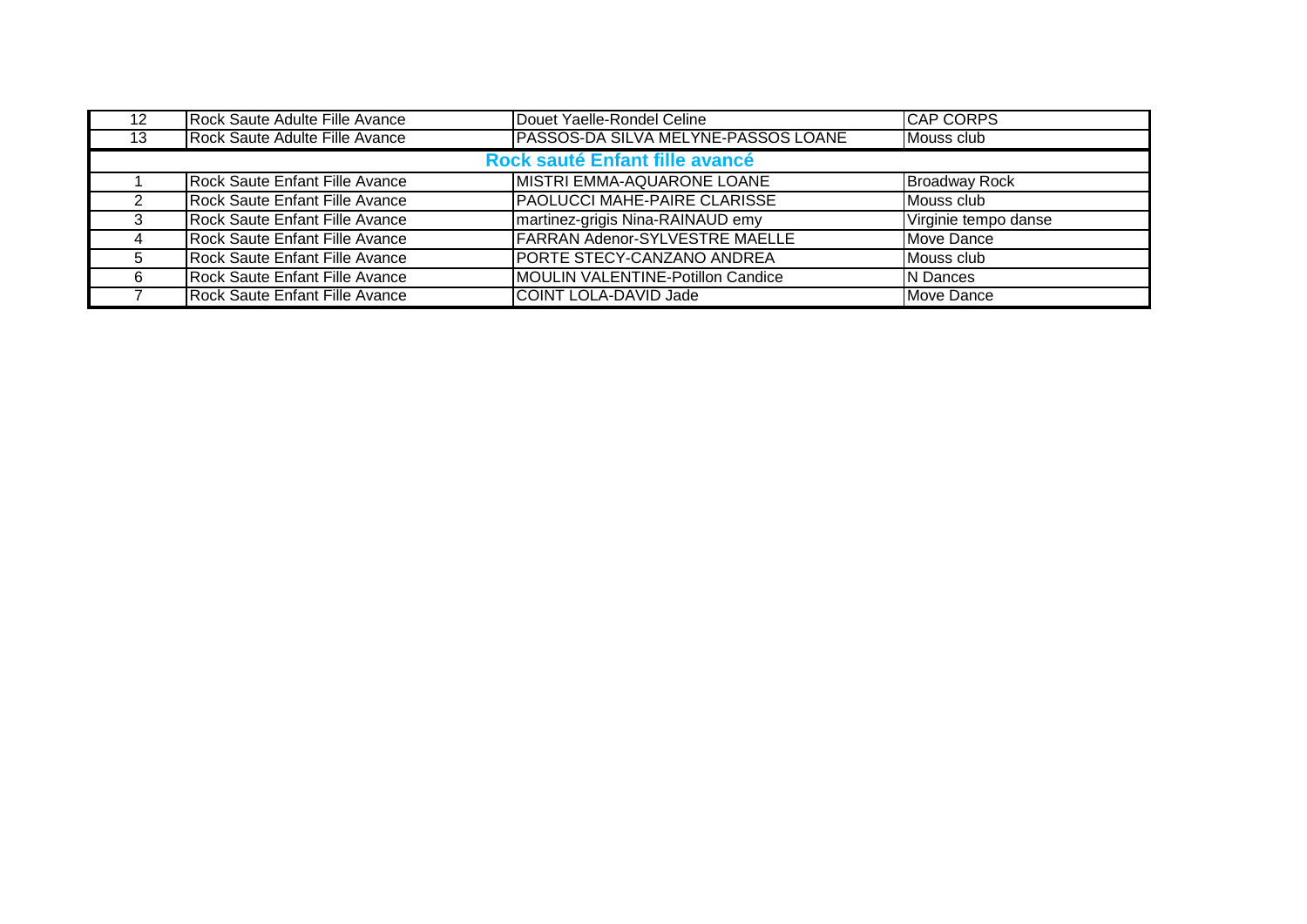| | | | |
|---|---|---|---|
| 12 | Rock Saute Adulte Fille Avance | Douet Yaelle-Rondel Celine | CAP CORPS |
| 13 | Rock Saute Adulte Fille Avance | PASSOS-DA SILVA MELYNE-PASSOS LOANE | Mouss club |
| **Rock sauté Enfant fille avancé** | | | |
| 1 | Rock Saute Enfant Fille Avance | MISTRI EMMA-AQUARONE LOANE | Broadway Rock |
| 2 | Rock Saute Enfant Fille Avance | PAOLUCCI MAHE-PAIRE CLARISSE | Mouss club |
| 3 | Rock Saute Enfant Fille Avance | martinez-grigis Nina-RAINAUD emy | Virginie tempo danse |
| 4 | Rock Saute Enfant Fille Avance | FARRAN Adenor-SYLVESTRE MAELLE | Move Dance |
| 5 | Rock Saute Enfant Fille Avance | PORTE STECY-CANZANO ANDREA | Mouss club |
| 6 | Rock Saute Enfant Fille Avance | MOULIN VALENTINE-Potillon Candice | N Dances |
| 7 | Rock Saute Enfant Fille Avance | COINT LOLA-DAVID Jade | Move Dance |